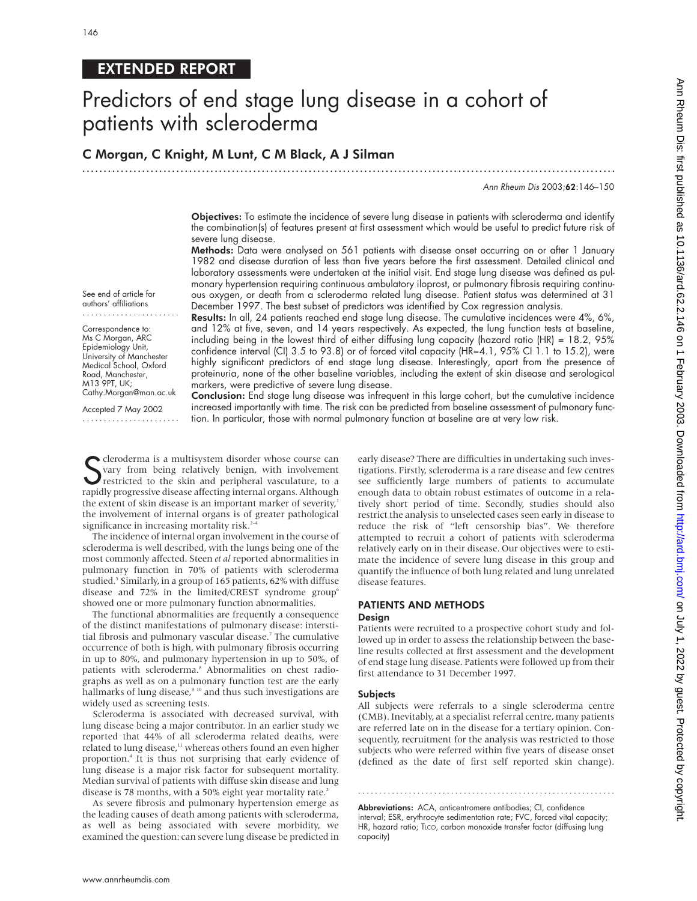## EXTENDED REPORT

# Predictors of end stage lung disease in a cohort of patients with scleroderma

**C Morgan, C Knight, M Lunt, C M Black, A J Silman**

See end of article for authors' affiliations

Correspondence to: Ms C Morgan, ARC Epidemiology Unit, University of Manchester Medical School, Oxford Road, Manchester, M13 9PT, UK; Cathy.Morgan@man.ac.uk

Accepted 7 May 2002

**Objectives:** To estimate the incidence of severe lung disease in patients with scleroderma and identify the combination(s) of features present at first assessment which would be useful to predict future risk of severe lung disease.

**Methods:** Data were analysed on 561 patients with disease onset occurring on or after 1 January 1982 and disease duration of less than five years before the first assessment. Detailed clinical and laboratory assessments were undertaken at the initial visit. End stage lung disease was defined as pulmonary hypertension requiring continuous ambulatory iloprost, or pulmonary fibrosis requiring continuous oxygen, or death from a scleroderma related lung disease. Patient status was determined at 31 December 1997. The best subset of predictors was identified by Cox regression analysis.

**Results:** In all, 24 patients reached end stage lung disease. The cumulative incidences were 4%, 6%, and 12% at five, seven, and 14 years respectively. As expected, the lung function tests at baseline, including being in the lowest third of either diffusing lung capacity (hazard ratio (HR) = 18.2, 95% confidence interval (CI) 3.5 to 93.8) or of forced vital capacity (HR=4.1, 95% CI 1.1 to 15.2), were highly significant predictors of end stage lung disease. Interestingly, apart from the presence of proteinuria, none of the other baseline variables, including the extent of skin disease and serological markers, were predictive of severe lung disease.

**Conclusion:** End stage lung disease was infrequent in this large cohort, but the cumulative incidence increased importantly with time. The risk can be predicted from baseline assessment of pulmonary function. In particular, those with normal pulmonary function at baseline are at very low risk.

Scleroderma is a multisystem disorder whose course can vary from being relatively benign, with involvement restricted to the skin and peripheral vasculature, to a rapidly progressive disease affecting internal organs. Although the extent of skin disease is an important marker of severity,[1] the involvement of internal organs is of greater pathological significance in increasing mortality risk.[2-4]

The incidence of internal organ involvement in the course of scleroderma is well described, with the lungs being one of the most commonly affected. Steen *et al* reported abnormalities in pulmonary function in 70% of patients with scleroderma studied.[5] Similarly, in a group of 165 patients, 62% with diffuse disease and 72% in the limited/CREST syndrome group[6] showed one or more pulmonary function abnormalities.

The functional abnormalities are frequently a consequence of the distinct manifestations of pulmonary disease: interstitial fibrosis and pulmonary vascular disease.[7] The cumulative occurrence of both is high, with pulmonary fibrosis occurring in up to 80%, and pulmonary hypertension in up to 50%, of patients with scleroderma.[8] Abnormalities on chest radiographs as well as on a pulmonary function test are the early hallmarks of lung disease,[9 10] and thus such investigations are widely used as screening tests.

Scleroderma is associated with decreased survival, with lung disease being a major contributor. In an earlier study we reported that 44% of all scleroderma related deaths, were related to lung disease,[11] whereas others found an even higher proportion.[4] It is thus not surprising that early evidence of lung disease is a major risk factor for subsequent mortality. Median survival of patients with diffuse skin disease and lung disease is 78 months, with a 50% eight year mortality rate.[2]

As severe fibrosis and pulmonary hypertension emerge as the leading causes of death among patients with scleroderma, as well as being associated with severe morbidity, we examined the question: can severe lung disease be predicted in early disease? There are difficulties in undertaking such investigations. Firstly, scleroderma is a rare disease and few centres see sufficiently large numbers of patients to accumulate enough data to obtain robust estimates of outcome in a relatively short period of time. Secondly, studies should also restrict the analysis to unselected cases seen early in disease to reduce the risk of "left censorship bias". We therefore attempted to recruit a cohort of patients with scleroderma relatively early on in their disease. Our objectives were to estimate the incidence of severe lung disease in this group and quantify the influence of both lung related and lung unrelated disease features.

## PATIENTS AND METHODS

### Design

Patients were recruited to a prospective cohort study and followed up in order to assess the relationship between the baseline results collected at first assessment and the development of end stage lung disease. Patients were followed up from their first attendance to 31 December 1997.

### Subjects

All subjects were referrals to a single scleroderma centre (CMB). Inevitably, at a specialist referral centre, many patients are referred late on in the disease for a tertiary opinion. Consequently, recruitment for the analysis was restricted to those subjects who were referred within five years of disease onset (defined as the date of first self reported skin change).

**Abbreviations:** ACA, anticentromere antibodies; CI, confidence interval; ESR, erythrocyte sedimentation rate; FVC, forced vital capacity; HR, hazard ratio; TLCO, carbon monoxide transfer factor (diffusing lung capacity)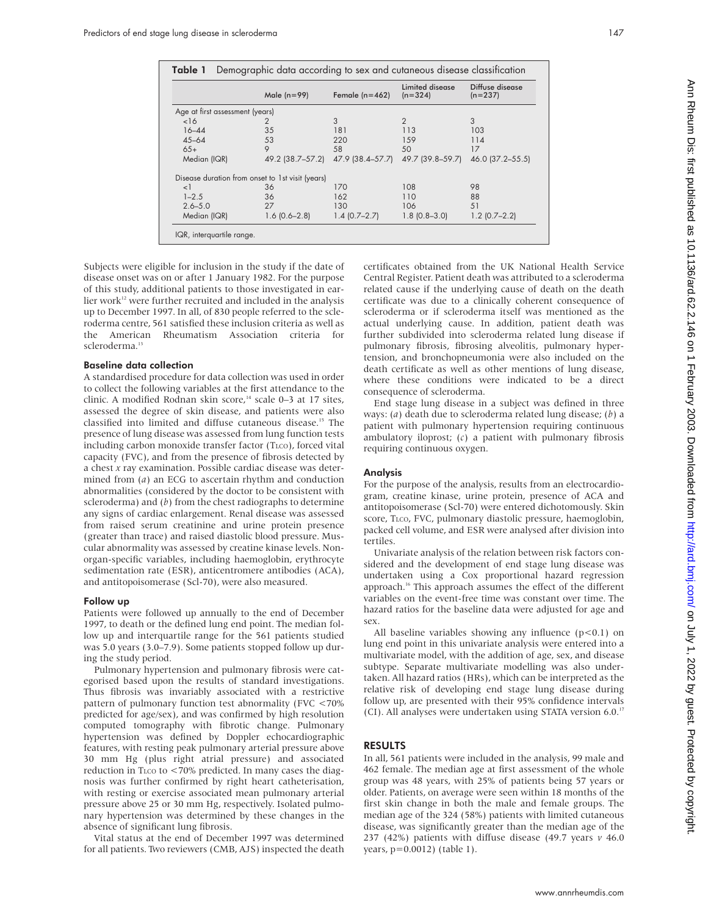**Table 1** Demographic data according to sex and cutaneous disease classification

| | Male (n=99) | Female (n=462) | Limited disease (n=324) | Diffuse disease (n=237) |
|---|---|---|---|---|
| Age at first assessment (years) | | | | |
| <16 | 2 | 3 | 2 | 3 |
| 16–44 | 35 | 181 | 113 | 103 |
| 45–64 | 53 | 220 | 159 | 114 |
| 65+ | 9 | 58 | 50 | 17 |
| Median (IQR) | 49.2 (38.7–57.2) | 47.9 (38.4–57.7) | 49.7 (39.8–59.7) | 46.0 (37.2–55.5) |
| Disease duration from onset to 1st visit (years) | | | | |
| <1 | 36 | 170 | 108 | 98 |
| 1–2.5 | 36 | 162 | 110 | 88 |
| 2.6–5.0 | 27 | 130 | 106 | 51 |
| Median (IQR) | 1.6 (0.6–2.8) | 1.4 (0.7–2.7) | 1.8 (0.8–3.0) | 1.2 (0.7–2.2) |

IQR, interquartile range.

Subjects were eligible for inclusion in the study if the date of disease onset was on or after 1 January 1982. For the purpose of this study, additional patients to those investigated in earlier work[12] were further recruited and included in the analysis up to December 1997. In all, of 830 people referred to the scleroderma centre, 561 satisfied these inclusion criteria as well as the American Rheumatism Association criteria for scleroderma.[13]

### Baseline data collection

A standardised procedure for data collection was used in order to collect the following variables at the first attendance to the clinic. A modified Rodnan skin score,[14] scale 0–3 at 17 sites, assessed the degree of skin disease, and patients were also classified into limited and diffuse cutaneous disease.[15] The presence of lung disease was assessed from lung function tests including carbon monoxide transfer factor (TLCO), forced vital capacity (FVC), and from the presence of fibrosis detected by a chest *x* ray examination. Possible cardiac disease was determined from (*a*) an ECG to ascertain rhythm and conduction abnormalities (considered by the doctor to be consistent with scleroderma) and (*b*) from the chest radiographs to determine any signs of cardiac enlargement. Renal disease was assessed from raised serum creatinine and urine protein presence (greater than trace) and raised diastolic blood pressure. Muscular abnormality was assessed by creatine kinase levels. Non-organ-specific variables, including haemoglobin, erythrocyte sedimentation rate (ESR), anticentromere antibodies (ACA), and antitopoisomerase (Scl-70), were also measured.

### Follow up

Patients were followed up annually to the end of December 1997, to death or the defined lung end point. The median follow up and interquartile range for the 561 patients studied was 5.0 years (3.0–7.9). Some patients stopped follow up during the study period.

Pulmonary hypertension and pulmonary fibrosis were categorised based upon the results of standard investigations. Thus fibrosis was invariably associated with a restrictive pattern of pulmonary function test abnormality (FVC <70% predicted for age/sex), and was confirmed by high resolution computed tomography with fibrotic change. Pulmonary hypertension was defined by Doppler echocardiographic features, with resting peak pulmonary arterial pressure above 30 mm Hg (plus right atrial pressure) and associated reduction in TLCO to <70% predicted. In many cases the diagnosis was further confirmed by right heart catheterisation, with resting or exercise associated mean pulmonary arterial pressure above 25 or 30 mm Hg, respectively. Isolated pulmonary hypertension was determined by these changes in the absence of significant lung fibrosis.

Vital status at the end of December 1997 was determined for all patients. Two reviewers (CMB, AJS) inspected the death certificates obtained from the UK National Health Service Central Register. Patient death was attributed to a scleroderma related cause if the underlying cause of death on the death certificate was due to a clinically coherent consequence of scleroderma or if scleroderma itself was mentioned as the actual underlying cause. In addition, patient death was further subdivided into scleroderma related lung disease if pulmonary fibrosis, fibrosing alveolitis, pulmonary hypertension, and bronchopneumonia were also included on the death certificate as well as other mentions of lung disease, where these conditions were indicated to be a direct consequence of scleroderma.

End stage lung disease in a subject was defined in three ways: (*a*) death due to scleroderma related lung disease; (*b*) a patient with pulmonary hypertension requiring continuous ambulatory iloprost; (*c*) a patient with pulmonary fibrosis requiring continuous oxygen.

### Analysis

For the purpose of the analysis, results from an electrocardiogram, creatine kinase, urine protein, presence of ACA and antitopoisomerase (Scl-70) were entered dichotomously. Skin score, TLCO, FVC, pulmonary diastolic pressure, haemoglobin, packed cell volume, and ESR were analysed after division into tertiles.

Univariate analysis of the relation between risk factors considered and the development of end stage lung disease was undertaken using a Cox proportional hazard regression approach.[16] This approach assumes the effect of the different variables on the event-free time was constant over time. The hazard ratios for the baseline data were adjusted for age and sex.

All baseline variables showing any influence ($p<0.1$) on lung end point in this univariate analysis were entered into a multivariate model, with the addition of age, sex, and disease subtype. Separate multivariate modelling was also undertaken. All hazard ratios (HRs), which can be interpreted as the relative risk of developing end stage lung disease during follow up, are presented with their 95% confidence intervals (CI). All analyses were undertaken using STATA version 6.0.[17]

## RESULTS

In all, 561 patients were included in the analysis, 99 male and 462 female. The median age at first assessment of the whole group was 48 years, with 25% of patients being 57 years or older. Patients, on average were seen within 18 months of the first skin change in both the male and female groups. The median age of the 324 (58%) patients with limited cutaneous disease, was significantly greater than the median age of the 237 (42%) patients with diffuse disease (49.7 years *v* 46.0 years, $p=0.0012$) (table 1).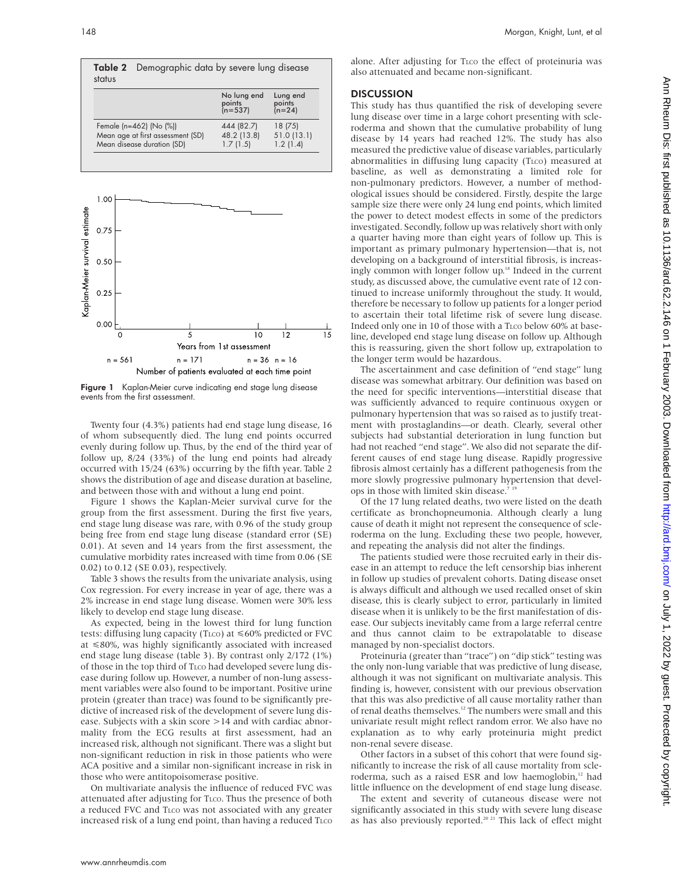**Table 2** Demographic data by severe lung disease status

| | No lung end points (n=537) | Lung end points (n=24) |
|---|---|---|
| Female (n=462) (No (%)) | 444 (82.7) | 18 (75) |
| Mean age at first assessment (SD) | 48.2 (13.8) | 51.0 (13.1) |
| Mean disease duration (SD) | 1.7 (1.5) | 1.2 (1.4) |

**Figure 1** Kaplan-Meier curve indicating end stage lung disease events from the first assessment.

Twenty four (4.3%) patients had end stage lung disease, 16 of whom subsequently died. The lung end points occurred evenly during follow up. Thus, by the end of the third year of follow up, 8/24 (33%) of the lung end points had already occurred with 15/24 (63%) occurring by the fifth year. Table 2 shows the distribution of age and disease duration at baseline, and between those with and without a lung end point.

Figure 1 shows the Kaplan-Meier survival curve for the group from the first assessment. During the first five years, end stage lung disease was rare, with 0.96 of the study group being free from end stage lung disease (standard error (SE) 0.01). At seven and 14 years from the first assessment, the cumulative morbidity rates increased with time from 0.06 (SE 0.02) to 0.12 (SE 0.03), respectively.

Table 3 shows the results from the univariate analysis, using Cox regression. For every increase in year of age, there was a 2% increase in end stage lung disease. Women were 30% less likely to develop end stage lung disease.

As expected, being in the lowest third for lung function tests: diffusing lung capacity (TLCO) at ≤60% predicted or FVC at ≤80%, was highly significantly associated with increased end stage lung disease (table 3). By contrast only 2/172 (1%) of those in the top third of TLCO had developed severe lung disease during follow up. However, a number of non-lung assessment variables were also found to be important. Positive urine protein (greater than trace) was found to be significantly predictive of increased risk of the development of severe lung disease. Subjects with a skin score >14 and with cardiac abnormality from the ECG results at first assessment, had an increased risk, although not significant. There was a slight but non-significant reduction in risk in those patients who were ACA positive and a similar non-significant increase in risk in those who were antitopoisomerase positive.

On multivariate analysis the influence of reduced FVC was attenuated after adjusting for TLCO. Thus the presence of both a reduced FVC and TLCO was not associated with any greater increased risk of a lung end point, than having a reduced TLCO alone. After adjusting for TLCO the effect of proteinuria was also attenuated and became non-significant.

## DISCUSSION

This study has thus quantified the risk of developing severe lung disease over time in a large cohort presenting with scleroderma and shown that the cumulative probability of lung disease by 14 years had reached 12%. The study has also measured the predictive value of disease variables, particularly abnormalities in diffusing lung capacity (TLCO) measured at baseline, as well as demonstrating a limited role for non-pulmonary predictors. However, a number of methodological issues should be considered. Firstly, despite the large sample size there were only 24 lung end points, which limited the power to detect modest effects in some of the predictors investigated. Secondly, follow up was relatively short with only a quarter having more than eight years of follow up. This is important as primary pulmonary hypertension—that is, not developing on a background of interstitial fibrosis, is increasingly common with longer follow up.[18] Indeed in the current study, as discussed above, the cumulative event rate of 12 continued to increase uniformly throughout the study. It would, therefore be necessary to follow up patients for a longer period to ascertain their total lifetime risk of severe lung disease. Indeed only one in 10 of those with a TLCO below 60% at baseline, developed end stage lung disease on follow up. Although this is reassuring, given the short follow up, extrapolation to the longer term would be hazardous.

The ascertainment and case definition of "end stage" lung disease was somewhat arbitrary. Our definition was based on the need for specific interventions—interstitial disease that was sufficiently advanced to require continuous oxygen or pulmonary hypertension that was so raised as to justify treatment with prostaglandins—or death. Clearly, several other subjects had substantial deterioration in lung function but had not reached "end stage". We also did not separate the different causes of end stage lung disease. Rapidly progressive fibrosis almost certainly has a different pathogenesis from the more slowly progressive pulmonary hypertension that develops in those with limited skin disease.[7,19]

Of the 17 lung related deaths, two were listed on the death certificate as bronchopneumonia. Although clearly a lung cause of death it might not represent the consequence of scleroderma on the lung. Excluding these two people, however, and repeating the analysis did not alter the findings.

The patients studied were those recruited early in their disease in an attempt to reduce the left censorship bias inherent in follow up studies of prevalent cohorts. Dating disease onset is always difficult and although we used recalled onset of skin disease, this is clearly subject to error, particularly in limited disease when it is unlikely to be the first manifestation of disease. Our subjects inevitably came from a large referral centre and thus cannot claim to be extrapolatable to disease managed by non-specialist doctors.

Proteinuria (greater than "trace") on "dip stick" testing was the only non-lung variable that was predictive of lung disease, although it was not significant on multivariate analysis. This finding is, however, consistent with our previous observation that this was also predictive of all cause mortality rather than of renal deaths themselves.[12] The numbers were small and this univariate result might reflect random error. We also have no explanation as to why early proteinuria might predict non-renal severe disease.

Other factors in a subset of this cohort that were found significantly to increase the risk of all cause mortality from scleroderma, such as a raised ESR and low haemoglobin,[12] had little influence on the development of end stage lung disease.

The extent and severity of cutaneous disease were not significantly associated in this study with severe lung disease as has also previously reported.[20,21] This lack of effect might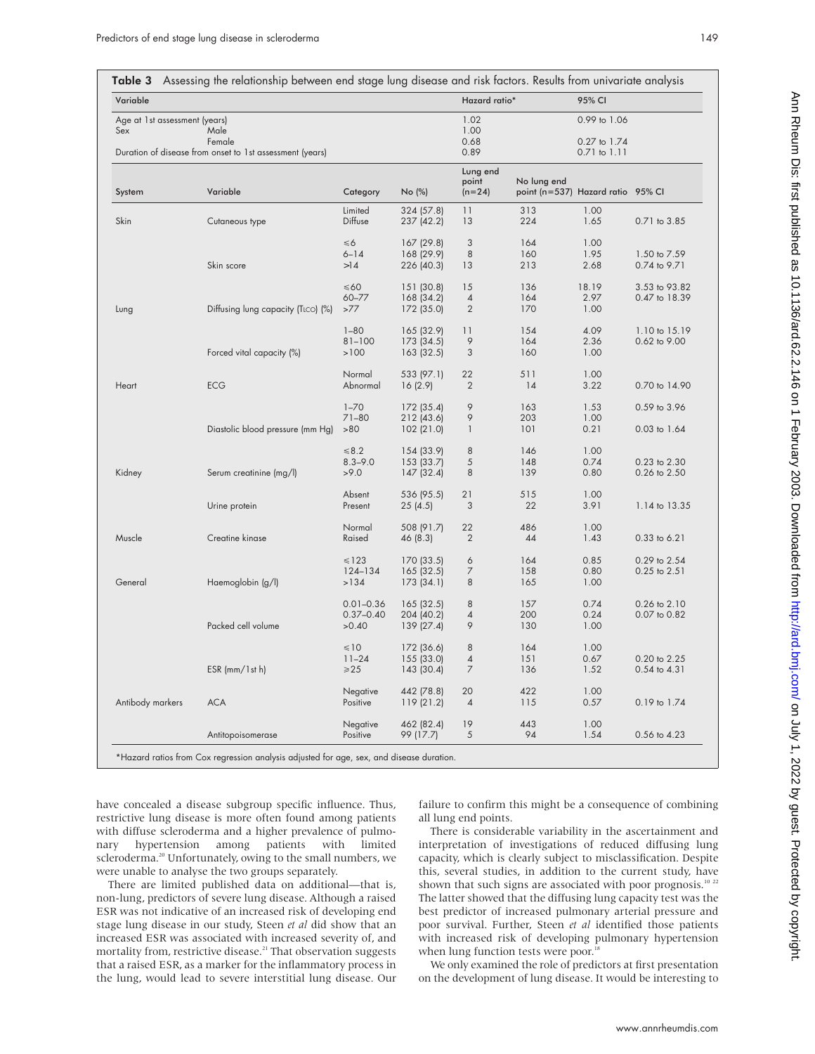**Table 3** Assessing the relationship between end stage lung disease and risk factors. Results from univariate analysis

| Variable | | Hazard ratio* | 95% CI |
|---|---|---|---|
| Age at 1st assessment (years) | | 1.02 | 0.99 to 1.06 |
| Sex | Male | 1.00 | |
| | Female | 0.68 | 0.27 to 1.74 |
| Duration of disease from onset to 1st assessment (years) | | 0.89 | 0.71 to 1.11 |

| System | Variable | Category | No (%) | Lung end point (n=24) | No lung end point (n=537) | Hazard ratio | 95% CI |
|---|---|---|---|---|---|---|---|
| Skin | Cutaneous type | Limited | 324 (57.8) | 11 | 313 | 1.00 | |
| | | Diffuse | 237 (42.2) | 13 | 224 | 1.65 | 0.71 to 3.85 |
| | Skin score | ≤6 | 167 (29.8) | 3 | 164 | 1.00 | |
| | | 6–14 | 168 (29.9) | 8 | 160 | 1.95 | 1.50 to 7.59 |
| | | >14 | 226 (40.3) | 13 | 213 | 2.68 | 0.74 to 9.71 |
| Lung | Diffusing lung capacity (TLCO) (%) | ≤60 | 151 (30.8) | 15 | 136 | 18.19 | 3.53 to 93.82 |
| | | 60–77 | 168 (34.2) | 4 | 164 | 2.97 | 0.47 to 18.39 |
| | | >77 | 172 (35.0) | 2 | 170 | 1.00 | |
| | Forced vital capacity (%) | 1–80 | 165 (32.9) | 11 | 154 | 4.09 | 1.10 to 15.19 |
| | | 81–100 | 173 (34.5) | 9 | 164 | 2.36 | 0.62 to 9.00 |
| | | >100 | 163 (32.5) | 3 | 160 | 1.00 | |
| Heart | ECG | Normal | 533 (97.1) | 22 | 511 | 1.00 | |
| | | Abnormal | 16 (2.9) | 2 | 14 | 3.22 | 0.70 to 14.90 |
| | Diastolic blood pressure (mm Hg) | 1–70 | 172 (35.4) | 9 | 163 | 1.53 | 0.59 to 3.96 |
| | | 71–80 | 212 (43.6) | 9 | 203 | 1.00 | |
| | | >80 | 102 (21.0) | 1 | 101 | 0.21 | 0.03 to 1.64 |
| Kidney | Serum creatinine (mg/l) | ≤8.2 | 154 (33.9) | 8 | 146 | 1.00 | |
| | | 8.3–9.0 | 153 (33.7) | 5 | 148 | 0.74 | 0.23 to 2.30 |
| | | >9.0 | 147 (32.4) | 8 | 139 | 0.80 | 0.26 to 2.50 |
| | Urine protein | Absent | 536 (95.5) | 21 | 515 | 1.00 | |
| | | Present | 25 (4.5) | 3 | 22 | 3.91 | 1.14 to 13.35 |
| Muscle | Creatine kinase | Normal | 508 (91.7) | 22 | 486 | 1.00 | |
| | | Raised | 46 (8.3) | 2 | 44 | 1.43 | 0.33 to 6.21 |
| General | Haemoglobin (g/l) | ≤123 | 170 (33.5) | 6 | 164 | 0.85 | 0.29 to 2.54 |
| | | 124–134 | 165 (32.5) | 7 | 158 | 0.80 | 0.25 to 2.51 |
| | | >134 | 173 (34.1) | 8 | 165 | 1.00 | |
| | Packed cell volume | 0.01–0.36 | 165 (32.5) | 8 | 157 | 0.74 | 0.26 to 2.10 |
| | | 0.37–0.40 | 204 (40.2) | 4 | 200 | 0.24 | 0.07 to 0.82 |
| | | >0.40 | 139 (27.4) | 9 | 130 | 1.00 | |
| | ESR (mm/1st h) | ≤10 | 172 (36.6) | 8 | 164 | 1.00 | |
| | | 11–24 | 155 (33.0) | 4 | 151 | 0.67 | 0.20 to 2.25 |
| | | ≥25 | 143 (30.4) | 7 | 136 | 1.52 | 0.54 to 4.31 |
| Antibody markers | ACA | Negative | 442 (78.8) | 20 | 422 | 1.00 | |
| | | Positive | 119 (21.2) | 4 | 115 | 0.57 | 0.19 to 1.74 |
| | Antitopoisomerase | Negative | 462 (82.4) | 19 | 443 | 1.00 | |
| | | Positive | 99 (17.7) | 5 | 94 | 1.54 | 0.56 to 4.23 |

*Hazard ratios from Cox regression analysis adjusted for age, sex, and disease duration.

have concealed a disease subgroup specific influence. Thus, restrictive lung disease is more often found among patients with diffuse scleroderma and a higher prevalence of pulmonary hypertension among patients with limited scleroderma.[20] Unfortunately, owing to the small numbers, we were unable to analyse the two groups separately.

There are limited published data on additional—that is, non-lung, predictors of severe lung disease. Although a raised ESR was not indicative of an increased risk of developing end stage lung disease in our study, Steen *et al* did show that an increased ESR was associated with increased severity of, and mortality from, restrictive disease.[21] That observation suggests that a raised ESR, as a marker for the inflammatory process in the lung, would lead to severe interstitial lung disease. Our failure to confirm this might be a consequence of combining all lung end points.

There is considerable variability in the ascertainment and interpretation of investigations of reduced diffusing lung capacity, which is clearly subject to misclassification. Despite this, several studies, in addition to the current study, have shown that such signs are associated with poor prognosis.[10 22] The latter showed that the diffusing lung capacity test was the best predictor of increased pulmonary arterial pressure and poor survival. Further, Steen *et al* identified those patients with increased risk of developing pulmonary hypertension when lung function tests were poor.[18]

We only examined the role of predictors at first presentation on the development of lung disease. It would be interesting to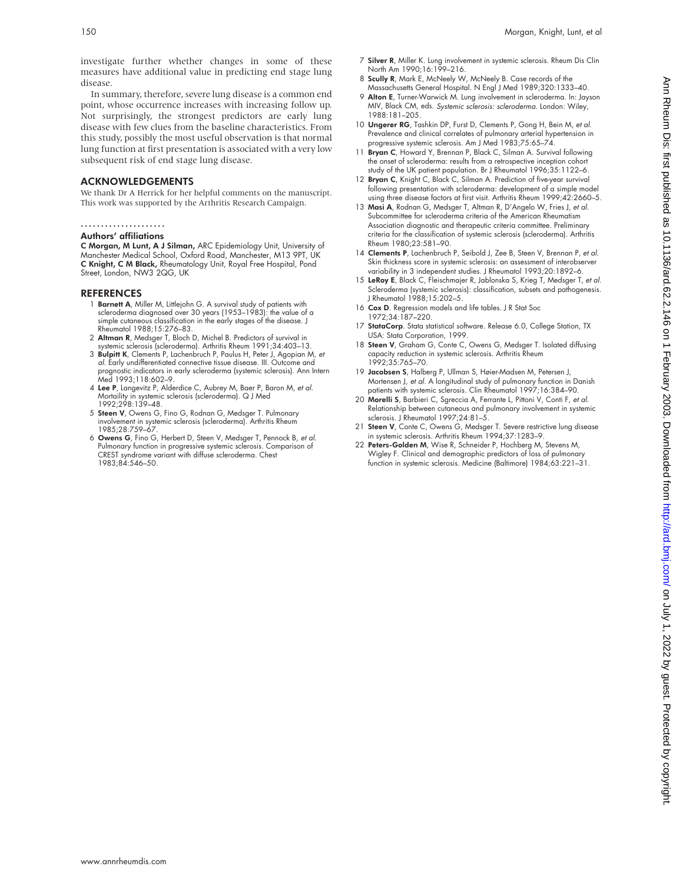investigate further whether changes in some of these measures have additional value in predicting end stage lung disease.

In summary, therefore, severe lung disease is a common end point, whose occurrence increases with increasing follow up. Not surprisingly, the strongest predictors are early lung disease with few clues from the baseline characteristics. From this study, possibly the most useful observation is that normal lung function at first presentation is associated with a very low subsequent risk of end stage lung disease.

## ACKNOWLEDGEMENTS

We thank Dr A Herrick for her helpful comments on the manuscript. This work was supported by the Arthritis Research Campaign.

### Authors' affiliations

**C Morgan, M Lunt, A J Silman,** ARC Epidemiology Unit, University of Manchester Medical School, Oxford Road, Manchester, M13 9PT, UK
**C Knight, C M Black,** Rheumatology Unit, Royal Free Hospital, Pond Street, London, NW3 2QG, UK

## REFERENCES

1. **Barnett A**, Miller M, Littlejohn G. A survival study of patients with scleroderma diagnosed over 30 years (1953–1983): the value of a simple cutaneous classification in the early stages of the disease. J Rheumatol 1988;15:276–83.
2. **Altman R**, Medsger T, Bloch D, Michel B. Predictors of survival in systemic sclerosis (scleroderma). Arthritis Rheum 1991;34:403–13.
3. **Bulpitt K**, Clements P, Lachenbruch P, Paulus H, Peter J, Agopian M, *et al.* Early undifferentiated connective tissue disease. III. Outcome and prognostic indicators in early scleroderma (systemic sclerosis). Ann Intern Med 1993;118:602–9.
4. **Lee P**, Langevitz P, Alderdice C, Aubrey M, Baer P, Baron M, *et al.* Mortaility in systemic sclerosis (scleroderma). Q J Med 1992;298:139–48.
5. **Steen V**, Owens G, Fino G, Rodnan G, Medsger T. Pulmonary involvement in systemic sclerosis (scleroderma). Arthritis Rheum 1985;28:759–67.
6. **Owens G**, Fino G, Herbert D, Steen V, Medsger T, Pennock B, *et al.* Pulmonary function in progressive systemic sclerosis. Comparison of CREST syndrome variant with diffuse scleroderma. Chest 1983;84:546–50.
7. **Silver R**, Miller K. Lung involvement in systemic sclerosis. Rheum Dis Clin North Am 1990;16:199–216.
8. **Scully R**, Mark E, McNeely W, McNeely B. Case records of the Massachusetts General Hospital. N Engl J Med 1989;320:1333–40.
9. **Alton E**, Turner-Warwick M. Lung involvement in scleroderma. In: Jayson MIV, Black CM, eds. *Systemic sclerosis: scleroderma.* London: Wiley, 1988:181–205.
10. **Ungerer RG**, Tashkin DP, Furst D, Clements P, Gong H, Bein M, *et al.* Prevalence and clinical correlates of pulmonary arterial hypertension in progressive systemic sclerosis. Am J Med 1983;75:65–74.
11. **Bryan C**, Howard Y, Brennan P, Black C, Silman A. Survival following the onset of scleroderma: results from a retrospective inception cohort study of the UK patient population. Br J Rheumatol 1996;35:1122–6.
12. **Bryan C**, Knight C, Black C, Silman A. Prediction of five-year survival following presentation with scleroderma: development of a simple model using three disease factors at first visit. Arthritis Rheum 1999;42:2660–5.
13. **Masi A**, Rodnan G, Medsger T, Altman R, D'Angelo W, Fries J, *et al.* Subcommittee for scleroderma criteria of the American Rheumatism Association diagnostic and therapeutic criteria committee. Preliminary criteria for the classification of systemic sclerosis (scleroderma). Arthritis Rheum 1980;23:581–90.
14. **Clements P**, Lachenbruch P, Seibold J, Zee B, Steen V, Brennan P, *et al.* Skin thickness score in systemic sclerosis: an assessment of interobserver variability in 3 independent studies. J Rheumatol 1993;20:1892–6.
15. **LeRoy E**, Black C, Fleischmajer R, Jablonska S, Krieg T, Medsger T, *et al.* Scleroderma (systemic sclerosis): classification, subsets and pathogenesis. J Rheumatol 1988;15:202–5.
16. **Cox D**. Regression models and life tables. J R Stat Soc 1972;34:187–220.
17. **StataCorp**. Stata statistical software. Release 6.0, College Station, TX USA: Stata Corporation, 1999.
18. **Steen V**, Graham G, Conte C, Owens G, Medsger T. Isolated diffusing capacity reduction in systemic sclerosis. Arthritis Rheum 1992;35:765–70.
19. **Jacobsen S**, Halberg P, Ullman S, Høier-Madsen M, Petersen J, Mortensen J, *et al.* A longitudinal study of pulmonary function in Danish patients with systemic sclerosis. Clin Rheumatol 1997;16:384–90.
20. **Morelli S**, Barbieri C, Sgreccia A, Ferrante L, Pittoni V, Conti F, *et al.* Relationship between cutaneous and pulmonary involvement in systemic sclerosis. J Rheumatol 1997;24:81–5.
21. **Steen V**, Conte C, Owens G, Medsger T. Severe restrictive lung disease in systemic sclerosis. Arthritis Rheum 1994;37:1283–9.
22. **Peters-Golden M**, Wise R, Schneider P, Hochberg M, Stevens M, Wigley F. Clinical and demographic predictors of loss of pulmonary function in systemic sclerosis. Medicine (Baltimore) 1984;63:221–31.